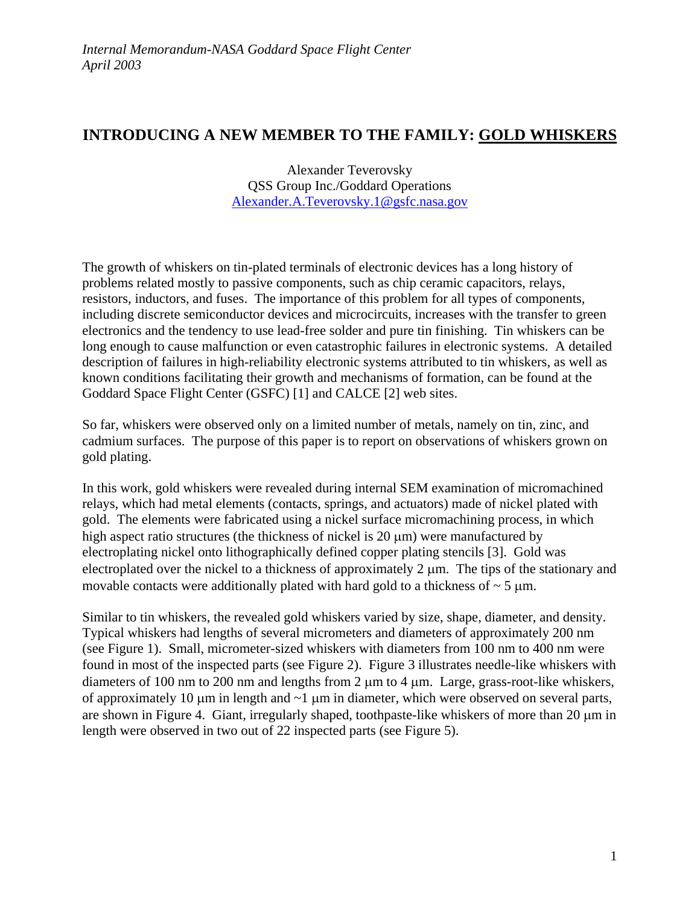*Internal Memorandum-NASA Goddard Space Flight Center*
*April 2003*

# INTRODUCING A NEW MEMBER TO THE FAMILY: GOLD WHISKERS

Alexander Teverovsky
QSS Group Inc./Goddard Operations
Alexander.A.Teverovsky.1@gsfc.nasa.gov

The growth of whiskers on tin-plated terminals of electronic devices has a long history of problems related mostly to passive components, such as chip ceramic capacitors, relays, resistors, inductors, and fuses. The importance of this problem for all types of components, including discrete semiconductor devices and microcircuits, increases with the transfer to green electronics and the tendency to use lead-free solder and pure tin finishing. Tin whiskers can be long enough to cause malfunction or even catastrophic failures in electronic systems. A detailed description of failures in high-reliability electronic systems attributed to tin whiskers, as well as known conditions facilitating their growth and mechanisms of formation, can be found at the Goddard Space Flight Center (GSFC) [1] and CALCE [2] web sites.

So far, whiskers were observed only on a limited number of metals, namely on tin, zinc, and cadmium surfaces. The purpose of this paper is to report on observations of whiskers grown on gold plating.

In this work, gold whiskers were revealed during internal SEM examination of micromachined relays, which had metal elements (contacts, springs, and actuators) made of nickel plated with gold. The elements were fabricated using a nickel surface micromachining process, in which high aspect ratio structures (the thickness of nickel is 20 μm) were manufactured by electroplating nickel onto lithographically defined copper plating stencils [3]. Gold was electroplated over the nickel to a thickness of approximately 2 μm. The tips of the stationary and movable contacts were additionally plated with hard gold to a thickness of ~ 5 μm.

Similar to tin whiskers, the revealed gold whiskers varied by size, shape, diameter, and density. Typical whiskers had lengths of several micrometers and diameters of approximately 200 nm (see Figure 1). Small, micrometer-sized whiskers with diameters from 100 nm to 400 nm were found in most of the inspected parts (see Figure 2). Figure 3 illustrates needle-like whiskers with diameters of 100 nm to 200 nm and lengths from 2 μm to 4 μm. Large, grass-root-like whiskers, of approximately 10 μm in length and ~1 μm in diameter, which were observed on several parts, are shown in Figure 4. Giant, irregularly shaped, toothpaste-like whiskers of more than 20 μm in length were observed in two out of 22 inspected parts (see Figure 5).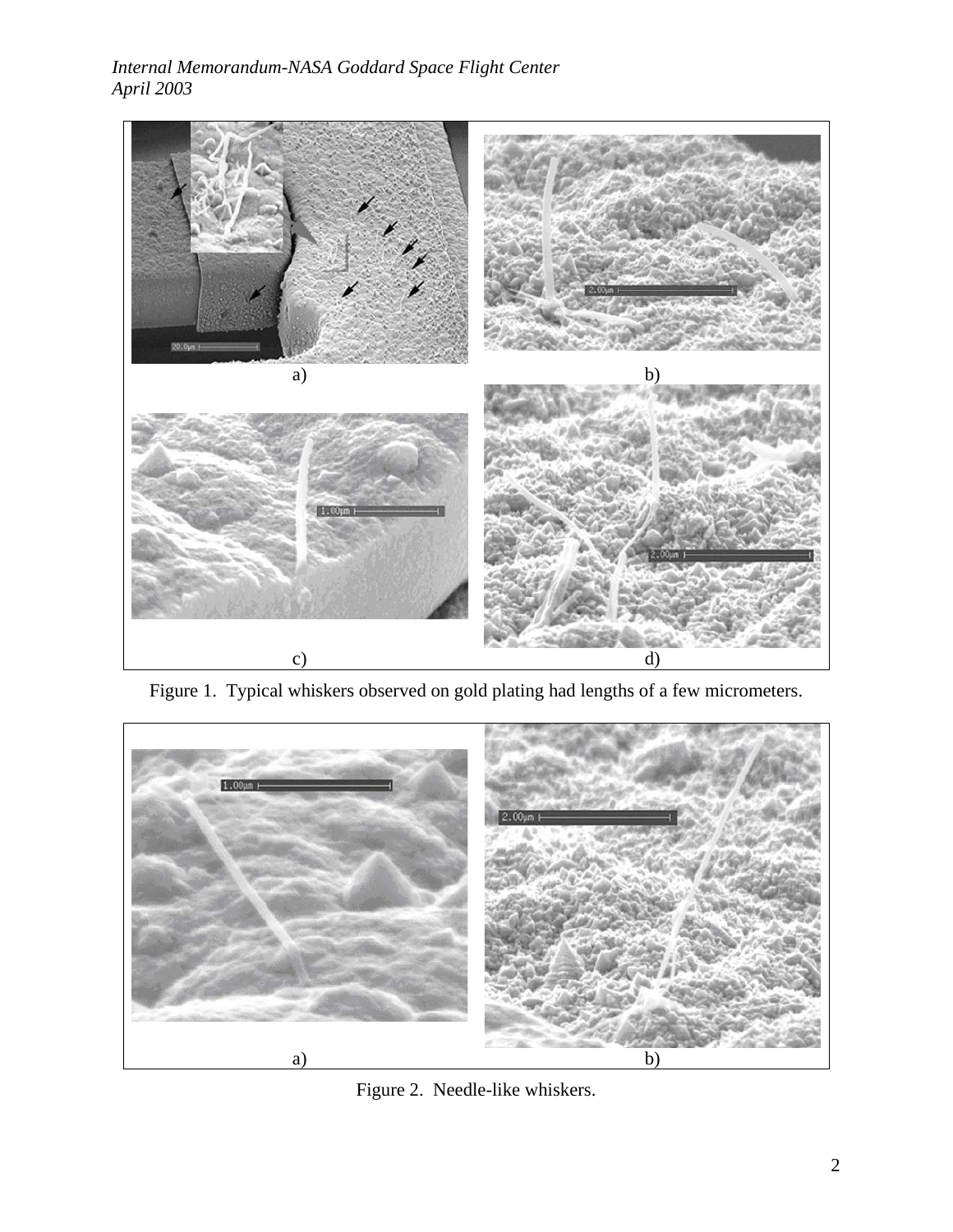a) b)

c) d)

Figure 1. Typical whiskers observed on gold plating had lengths of a few micrometers.

a) b)

Figure 2. Needle-like whiskers.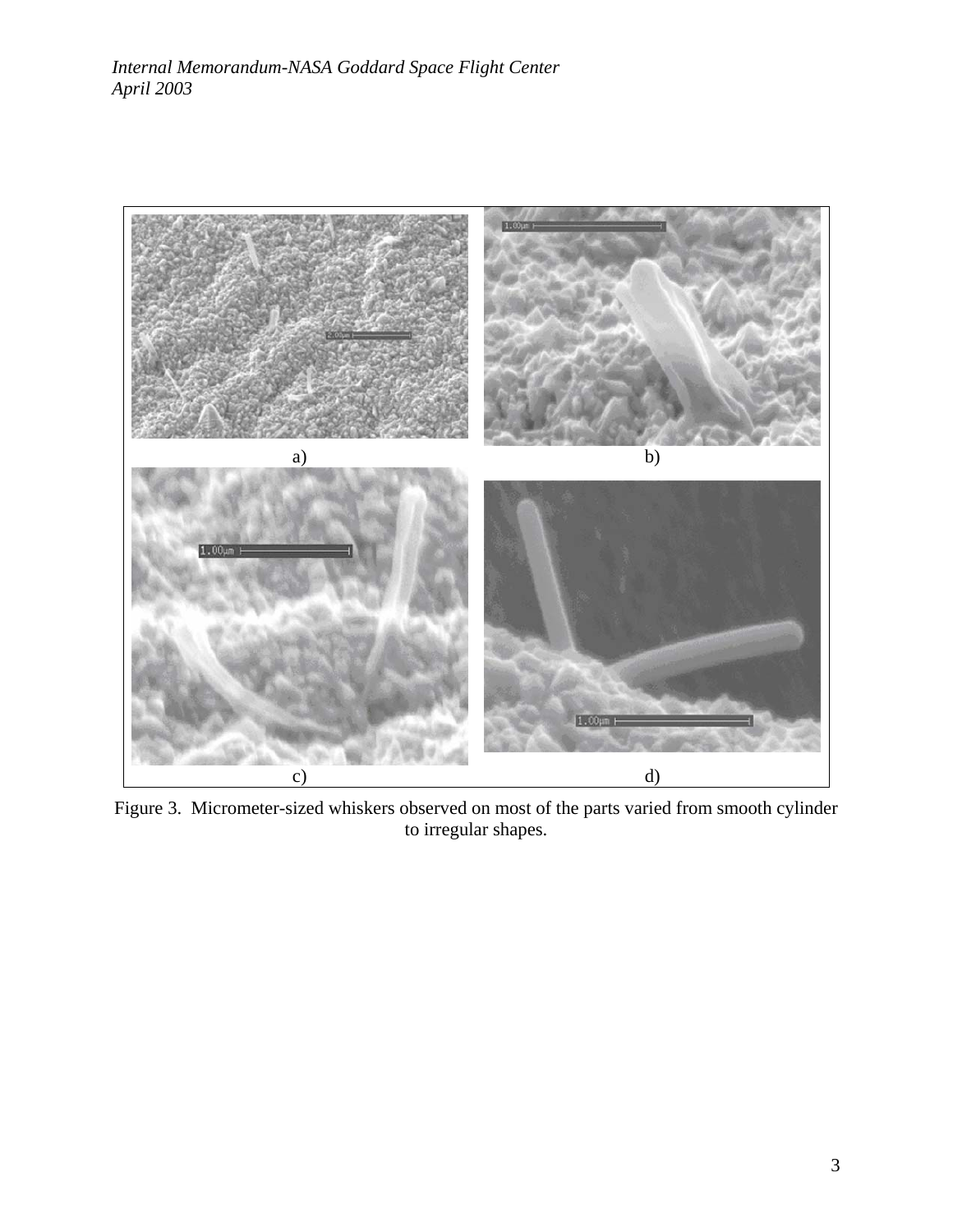a) b)

c) d)

Figure 3. Micrometer-sized whiskers observed on most of the parts varied from smooth cylinder to irregular shapes.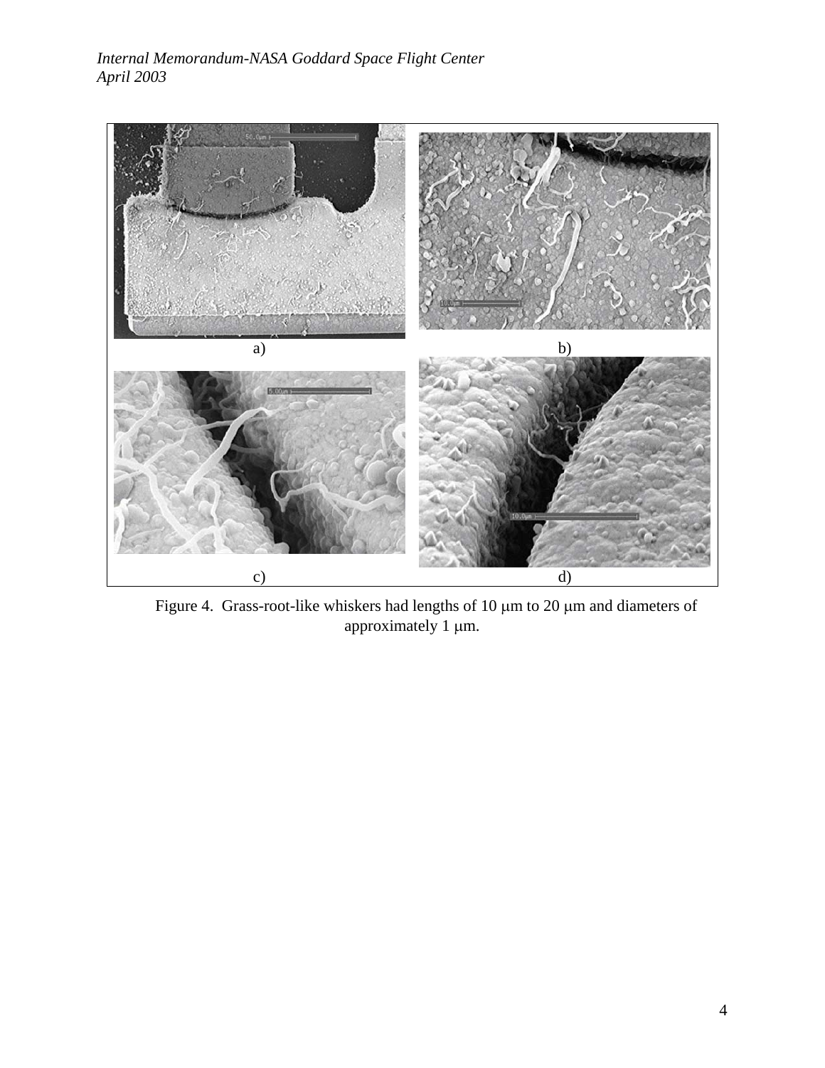a) b)

c) d)

Figure 4. Grass-root-like whiskers had lengths of 10 μm to 20 μm and diameters of approximately 1 μm.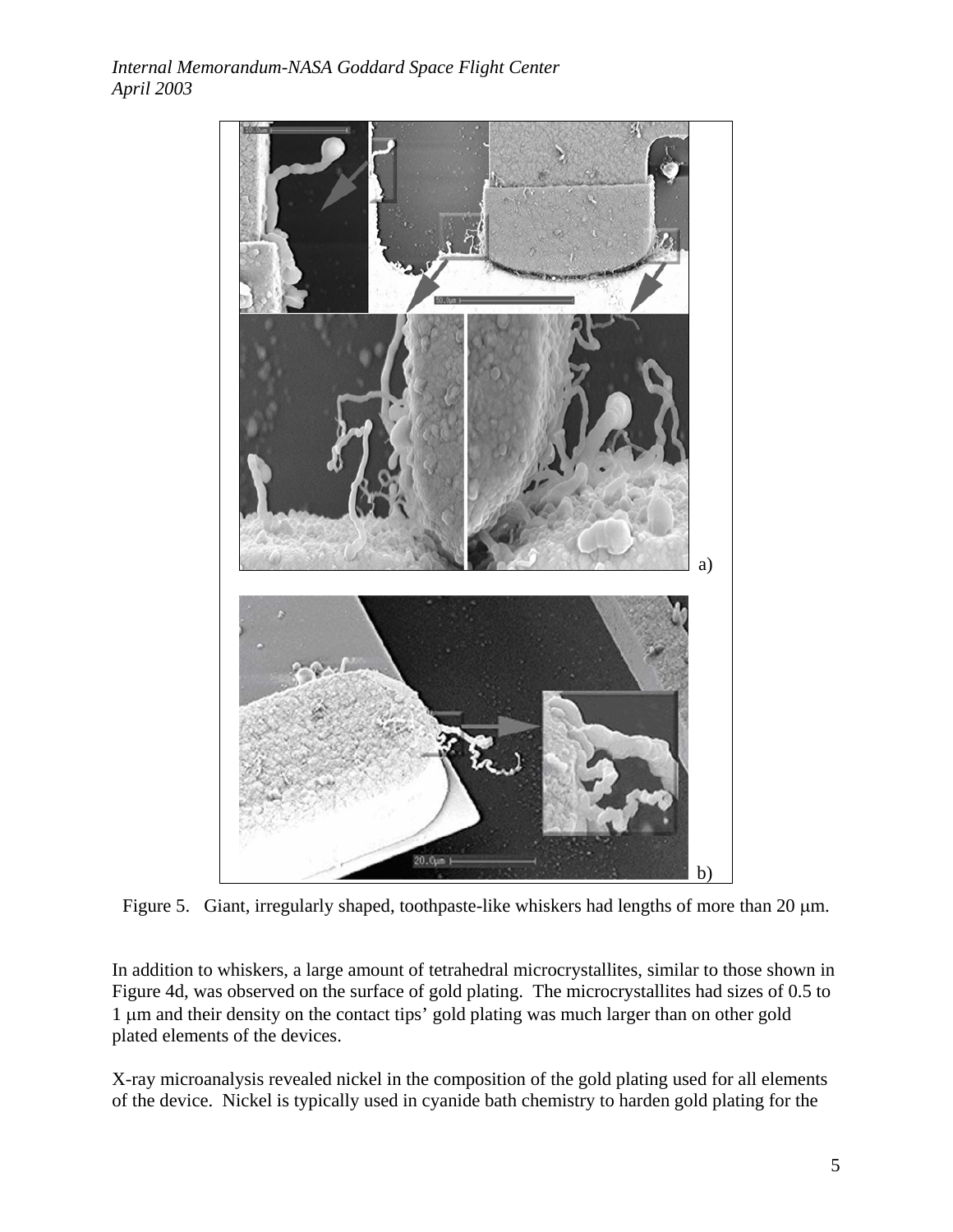Figure 5. Giant, irregularly shaped, toothpaste-like whiskers had lengths of more than 20 μm.

In addition to whiskers, a large amount of tetrahedral microcrystallites, similar to those shown in Figure 4d, was observed on the surface of gold plating. The microcrystallites had sizes of 0.5 to 1 μm and their density on the contact tips' gold plating was much larger than on other gold plated elements of the devices.

X-ray microanalysis revealed nickel in the composition of the gold plating used for all elements of the device. Nickel is typically used in cyanide bath chemistry to harden gold plating for the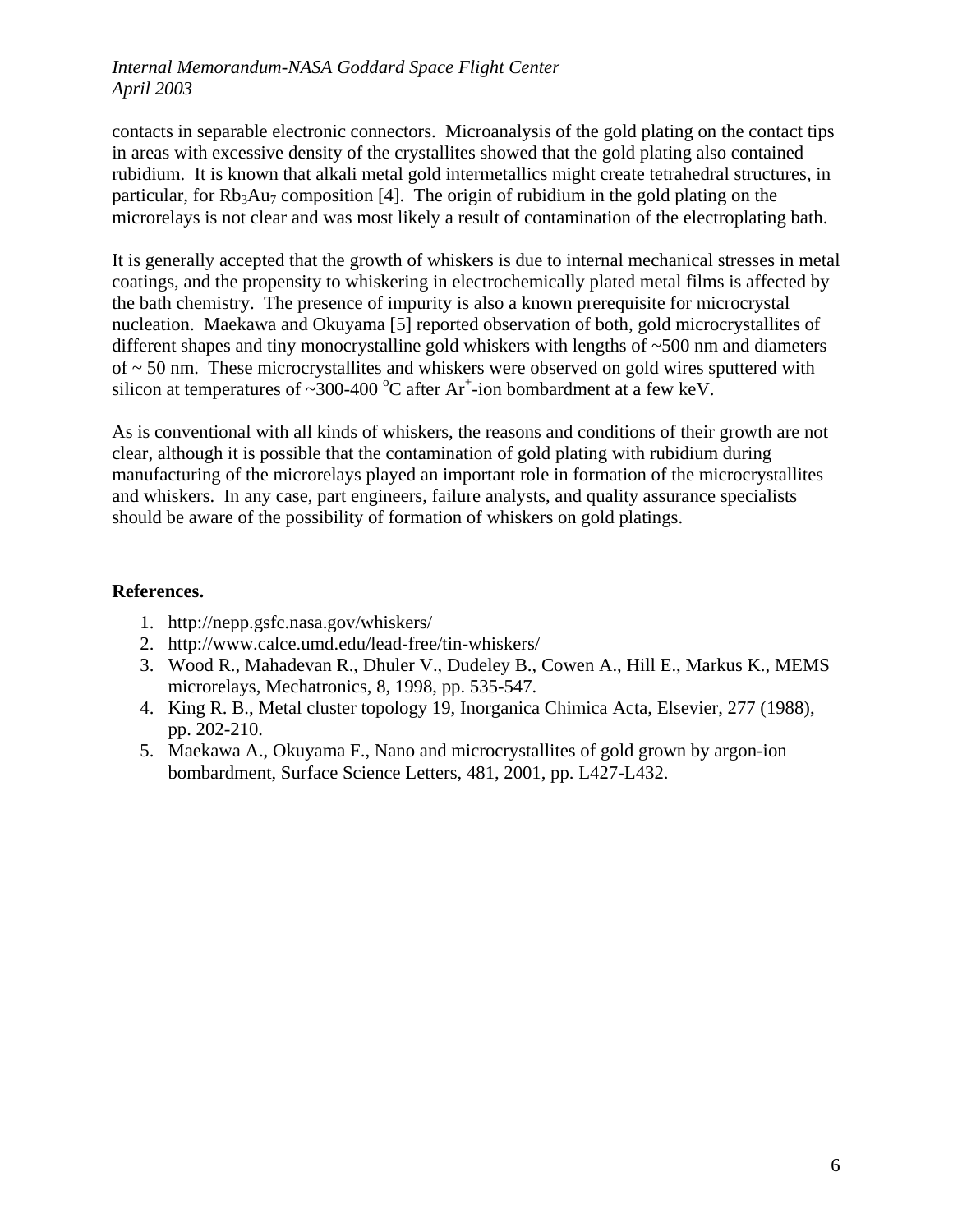contacts in separable electronic connectors. Microanalysis of the gold plating on the contact tips in areas with excessive density of the crystallites showed that the gold plating also contained rubidium. It is known that alkali metal gold intermetallics might create tetrahedral structures, in particular, for $Rb_3Au_7$ composition [4]. The origin of rubidium in the gold plating on the microrelays is not clear and was most likely a result of contamination of the electroplating bath.

It is generally accepted that the growth of whiskers is due to internal mechanical stresses in metal coatings, and the propensity to whiskering in electrochemically plated metal films is affected by the bath chemistry. The presence of impurity is also a known prerequisite for microcrystal nucleation. Maekawa and Okuyama [5] reported observation of both, gold microcrystallites of different shapes and tiny monocrystalline gold whiskers with lengths of ~500 nm and diameters of ~ 50 nm. These microcrystallites and whiskers were observed on gold wires sputtered with silicon at temperatures of ~300-400 $^{o}$C after $Ar^{+}$-ion bombardment at a few keV.

As is conventional with all kinds of whiskers, the reasons and conditions of their growth are not clear, although it is possible that the contamination of gold plating with rubidium during manufacturing of the microrelays played an important role in formation of the microcrystallites and whiskers. In any case, part engineers, failure analysts, and quality assurance specialists should be aware of the possibility of formation of whiskers on gold platings.

**References.**

1. http://nepp.gsfc.nasa.gov/whiskers/
2. http://www.calce.umd.edu/lead-free/tin-whiskers/
3. Wood R., Mahadevan R., Dhuler V., Dudeley B., Cowen A., Hill E., Markus K., MEMS microrelays, Mechatronics, 8, 1998, pp. 535-547.
4. King R. B., Metal cluster topology 19, Inorganica Chimica Acta, Elsevier, 277 (1988), pp. 202-210.
5. Maekawa A., Okuyama F., Nano and microcrystallites of gold grown by argon-ion bombardment, Surface Science Letters, 481, 2001, pp. L427-L432.